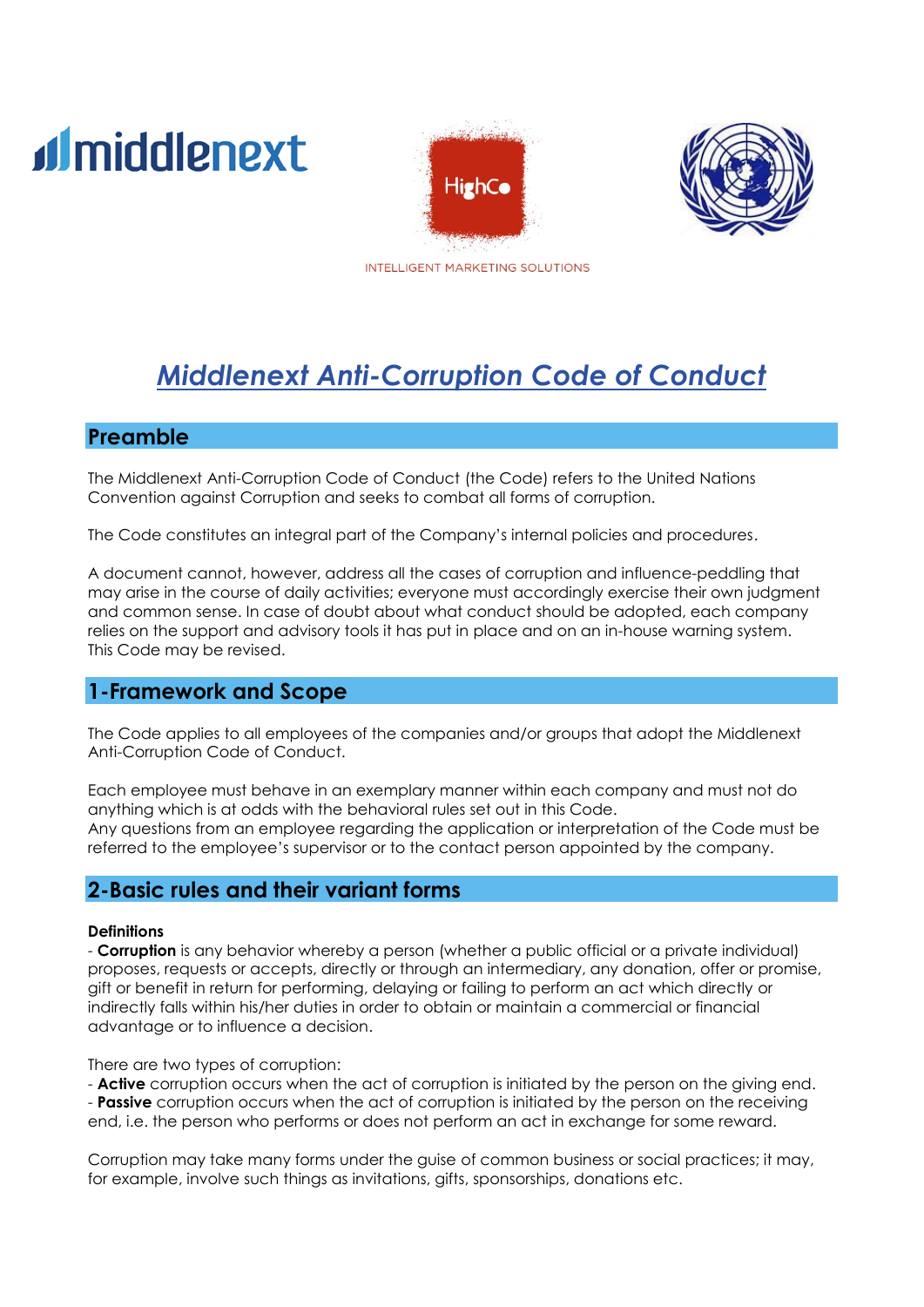INTELLIGENT MARKETING SOLUTIONS

# *Middlenext Anti-Corruption Code of Conduct*

## Preamble

The Middlenext Anti-Corruption Code of Conduct (the Code) refers to the United Nations Convention against Corruption and seeks to combat all forms of corruption.

The Code constitutes an integral part of the Company's internal policies and procedures.

A document cannot, however, address all the cases of corruption and influence-peddling that may arise in the course of daily activities; everyone must accordingly exercise their own judgment and common sense. In case of doubt about what conduct should be adopted, each company relies on the support and advisory tools it has put in place and on an in-house warning system. This Code may be revised.

## 1-Framework and Scope

The Code applies to all employees of the companies and/or groups that adopt the Middlenext Anti-Corruption Code of Conduct.

Each employee must behave in an exemplary manner within each company and must not do anything which is at odds with the behavioral rules set out in this Code.
Any questions from an employee regarding the application or interpretation of the Code must be referred to the employee's supervisor or to the contact person appointed by the company.

## 2-Basic rules and their variant forms

**Definitions**

- **Corruption** is any behavior whereby a person (whether a public official or a private individual) proposes, requests or accepts, directly or through an intermediary, any donation, offer or promise, gift or benefit in return for performing, delaying or failing to perform an act which directly or indirectly falls within his/her duties in order to obtain or maintain a commercial or financial advantage or to influence a decision.

There are two types of corruption:
- **Active** corruption occurs when the act of corruption is initiated by the person on the giving end.
- **Passive** corruption occurs when the act of corruption is initiated by the person on the receiving end, i.e. the person who performs or does not perform an act in exchange for some reward.

Corruption may take many forms under the guise of common business or social practices; it may, for example, involve such things as invitations, gifts, sponsorships, donations etc.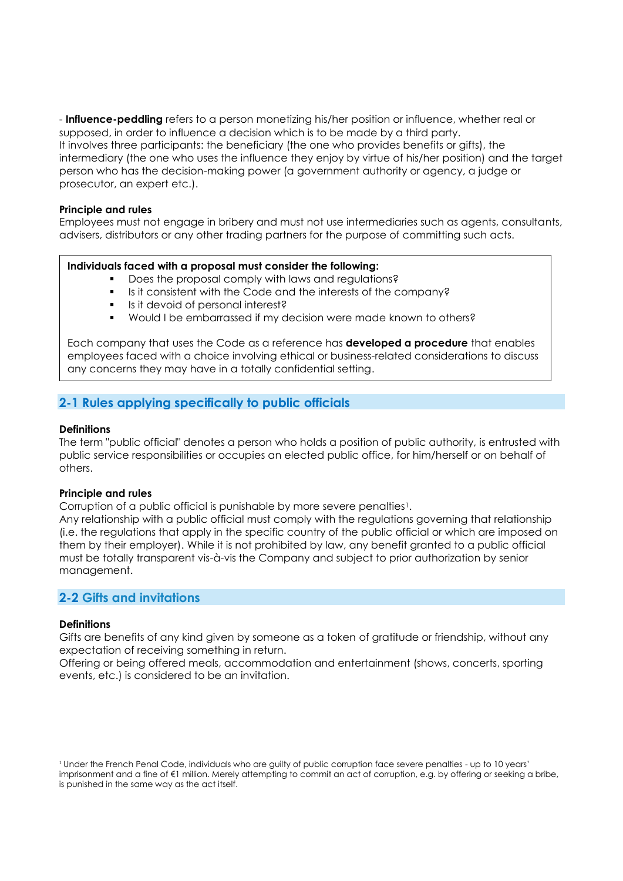- **Influence-peddling** refers to a person monetizing his/her position or influence, whether real or supposed, in order to influence a decision which is to be made by a third party.
It involves three participants: the beneficiary (the one who provides benefits or gifts), the intermediary (the one who uses the influence they enjoy by virtue of his/her position) and the target person who has the decision-making power (a government authority or agency, a judge or prosecutor, an expert etc.).

**Principle and rules**

Employees must not engage in bribery and must not use intermediaries such as agents, consultants, advisers, distributors or any other trading partners for the purpose of committing such acts.

> **Individuals faced with a proposal must consider the following:**
>
> - Does the proposal comply with laws and regulations?
> - Is it consistent with the Code and the interests of the company?
> - Is it devoid of personal interest?
> - Would I be embarrassed if my decision were made known to others?
>
> Each company that uses the Code as a reference has **developed a procedure** that enables employees faced with a choice involving ethical or business-related considerations to discuss any concerns they may have in a totally confidential setting.

## 2-1 Rules applying specifically to public officials

**Definitions**

The term "public official" denotes a person who holds a position of public authority, is entrusted with public service responsibilities or occupies an elected public office, for him/herself or on behalf of others.

**Principle and rules**

Corruption of a public official is punishable by more severe penalties[1].
Any relationship with a public official must comply with the regulations governing that relationship (i.e. the regulations that apply in the specific country of the public official or which are imposed on them by their employer). While it is not prohibited by law, any benefit granted to a public official must be totally transparent vis-à-vis the Company and subject to prior authorization by senior management.

## 2-2 Gifts and invitations

**Definitions**

Gifts are benefits of any kind given by someone as a token of gratitude or friendship, without any expectation of receiving something in return.
Offering or being offered meals, accommodation and entertainment (shows, concerts, sporting events, etc.) is considered to be an invitation.

[1] Under the French Penal Code, individuals who are guilty of public corruption face severe penalties - up to 10 years' imprisonment and a fine of €1 million. Merely attempting to commit an act of corruption, e.g. by offering or seeking a bribe, is punished in the same way as the act itself.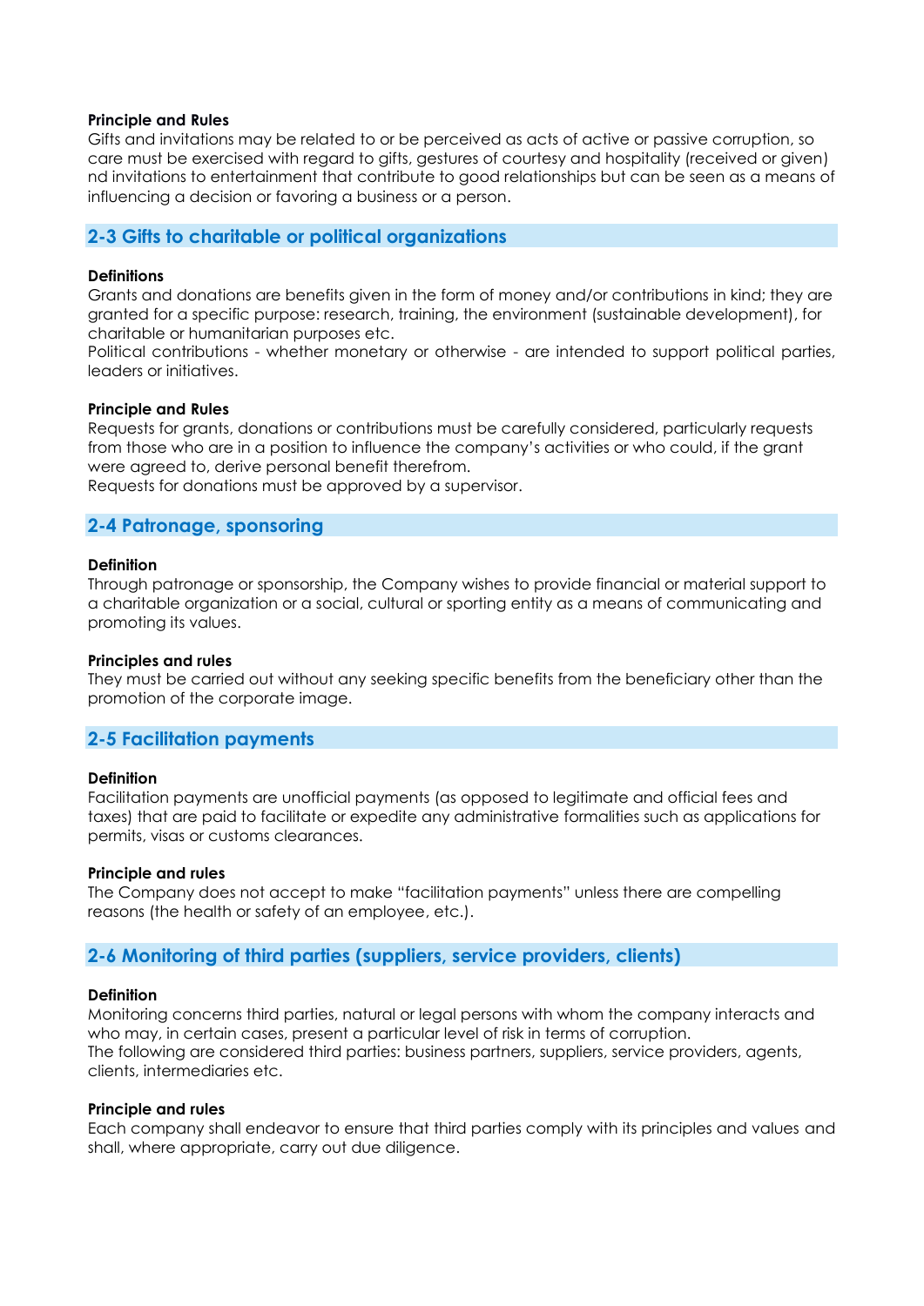**Principle and Rules**

Gifts and invitations may be related to or be perceived as acts of active or passive corruption, so care must be exercised with regard to gifts, gestures of courtesy and hospitality (received or given) nd invitations to entertainment that contribute to good relationships but can be seen as a means of influencing a decision or favoring a business or a person.

## 2-3 Gifts to charitable or political organizations

**Definitions**

Grants and donations are benefits given in the form of money and/or contributions in kind; they are granted for a specific purpose: research, training, the environment (sustainable development), for charitable or humanitarian purposes etc.

Political contributions - whether monetary or otherwise - are intended to support political parties, leaders or initiatives.

**Principle and Rules**

Requests for grants, donations or contributions must be carefully considered, particularly requests from those who are in a position to influence the company's activities or who could, if the grant were agreed to, derive personal benefit therefrom.

Requests for donations must be approved by a supervisor.

## 2-4 Patronage, sponsoring

**Definition**

Through patronage or sponsorship, the Company wishes to provide financial or material support to a charitable organization or a social, cultural or sporting entity as a means of communicating and promoting its values.

**Principles and rules**

They must be carried out without any seeking specific benefits from the beneficiary other than the promotion of the corporate image.

## 2-5 Facilitation payments

**Definition**

Facilitation payments are unofficial payments (as opposed to legitimate and official fees and taxes) that are paid to facilitate or expedite any administrative formalities such as applications for permits, visas or customs clearances.

**Principle and rules**

The Company does not accept to make "facilitation payments" unless there are compelling reasons (the health or safety of an employee, etc.).

## 2-6 Monitoring of third parties (suppliers, service providers, clients)

**Definition**

Monitoring concerns third parties, natural or legal persons with whom the company interacts and who may, in certain cases, present a particular level of risk in terms of corruption.

The following are considered third parties: business partners, suppliers, service providers, agents, clients, intermediaries etc.

**Principle and rules**

Each company shall endeavor to ensure that third parties comply with its principles and values and shall, where appropriate, carry out due diligence.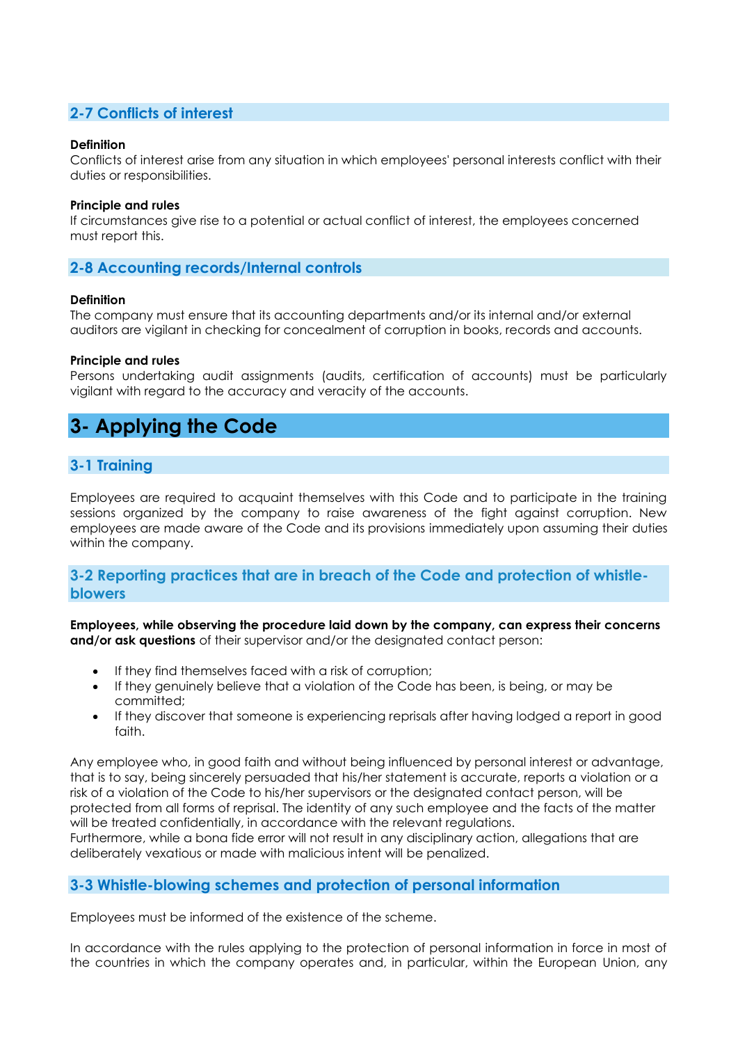## 2-7 Conflicts of interest

**Definition**
Conflicts of interest arise from any situation in which employees' personal interests conflict with their duties or responsibilities.

**Principle and rules**
If circumstances give rise to a potential or actual conflict of interest, the employees concerned must report this.

## 2-8 Accounting records/Internal controls

**Definition**
The company must ensure that its accounting departments and/or its internal and/or external auditors are vigilant in checking for concealment of corruption in books, records and accounts.

**Principle and rules**
Persons undertaking audit assignments (audits, certification of accounts) must be particularly vigilant with regard to the accuracy and veracity of the accounts.

# 3- Applying the Code

## 3-1 Training

Employees are required to acquaint themselves with this Code and to participate in the training sessions organized by the company to raise awareness of the fight against corruption. New employees are made aware of the Code and its provisions immediately upon assuming their duties within the company.

## 3-2 Reporting practices that are in breach of the Code and protection of whistle-blowers

**Employees, while observing the procedure laid down by the company, can express their concerns and/or ask questions** of their supervisor and/or the designated contact person:

- If they find themselves faced with a risk of corruption;
- If they genuinely believe that a violation of the Code has been, is being, or may be committed;
- If they discover that someone is experiencing reprisals after having lodged a report in good faith.

Any employee who, in good faith and without being influenced by personal interest or advantage, that is to say, being sincerely persuaded that his/her statement is accurate, reports a violation or a risk of a violation of the Code to his/her supervisors or the designated contact person, will be protected from all forms of reprisal. The identity of any such employee and the facts of the matter will be treated confidentially, in accordance with the relevant regulations.
Furthermore, while a bona fide error will not result in any disciplinary action, allegations that are deliberately vexatious or made with malicious intent will be penalized.

## 3-3 Whistle-blowing schemes and protection of personal information

Employees must be informed of the existence of the scheme.

In accordance with the rules applying to the protection of personal information in force in most of the countries in which the company operates and, in particular, within the European Union, any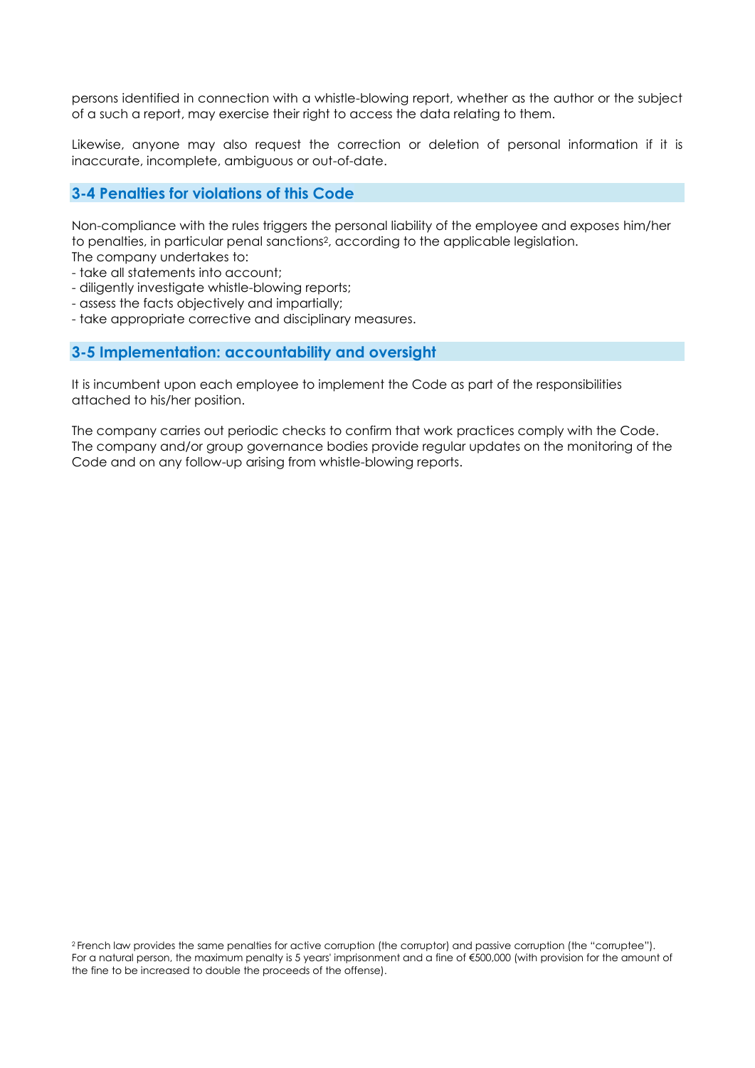persons identified in connection with a whistle-blowing report, whether as the author or the subject of a such a report, may exercise their right to access the data relating to them.

Likewise, anyone may also request the correction or deletion of personal information if it is inaccurate, incomplete, ambiguous or out-of-date.

## 3-4 Penalties for violations of this Code

Non-compliance with the rules triggers the personal liability of the employee and exposes him/her to penalties, in particular penal sanctions[2], according to the applicable legislation.
The company undertakes to:
- take all statements into account;
- diligently investigate whistle-blowing reports;
- assess the facts objectively and impartially;
- take appropriate corrective and disciplinary measures.

## 3-5 Implementation: accountability and oversight

It is incumbent upon each employee to implement the Code as part of the responsibilities attached to his/her position.

The company carries out periodic checks to confirm that work practices comply with the Code. The company and/or group governance bodies provide regular updates on the monitoring of the Code and on any follow-up arising from whistle-blowing reports.

[2] French law provides the same penalties for active corruption (the corruptor) and passive corruption (the "corruptee"). For a natural person, the maximum penalty is 5 years' imprisonment and a fine of €500,000 (with provision for the amount of the fine to be increased to double the proceeds of the offense).